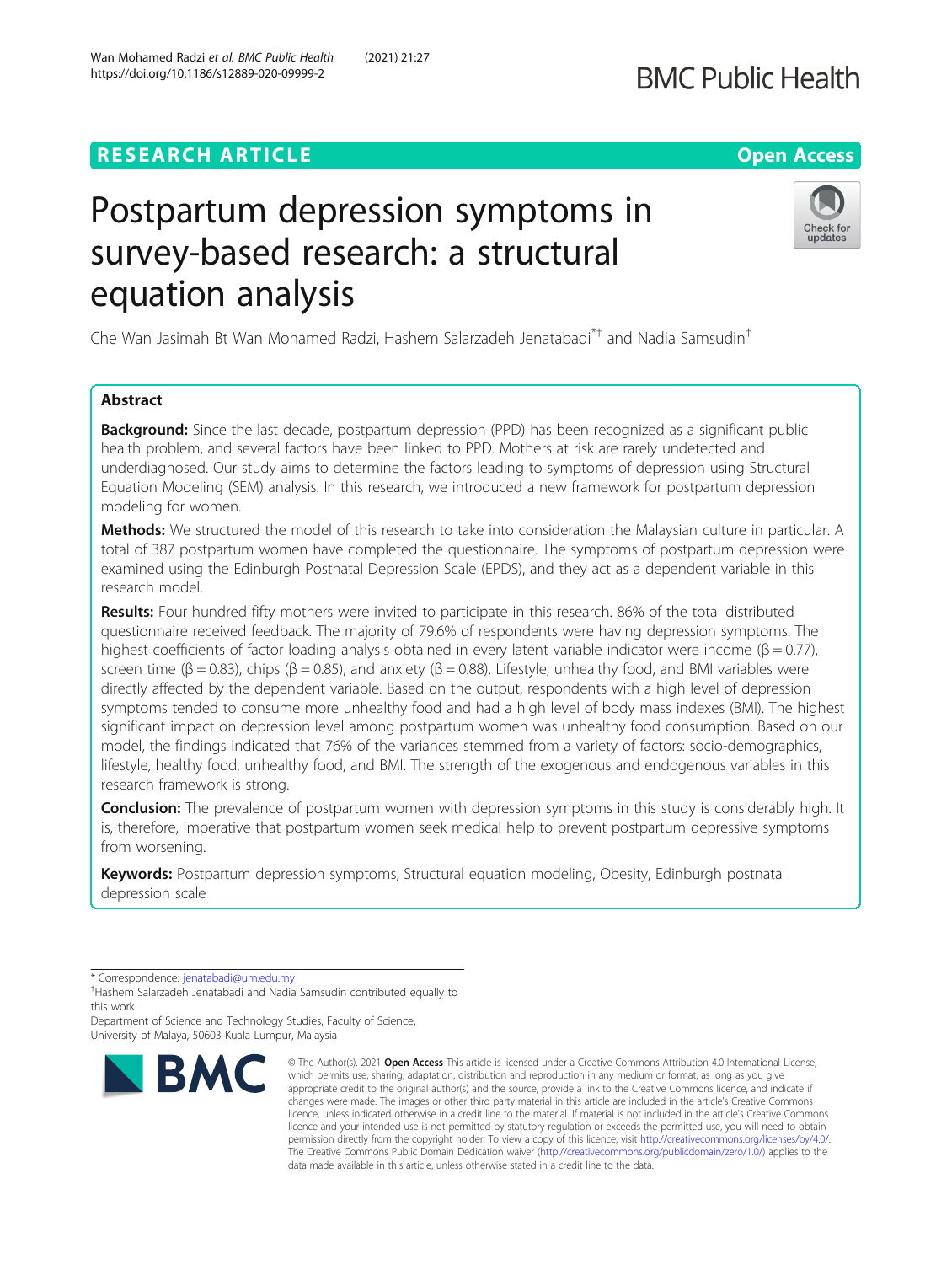RESEARCH ARTICLE

Open Access

# Postpartum depression symptoms in survey-based research: a structural equation analysis

Che Wan Jasimah Bt Wan Mohamed Radzi, Hashem Salarzadeh Jenatabadi[*†] and Nadia Samsudin[†]

## Abstract

**Background:** Since the last decade, postpartum depression (PPD) has been recognized as a significant public health problem, and several factors have been linked to PPD. Mothers at risk are rarely undetected and underdiagnosed. Our study aims to determine the factors leading to symptoms of depression using Structural Equation Modeling (SEM) analysis. In this research, we introduced a new framework for postpartum depression modeling for women.

**Methods:** We structured the model of this research to take into consideration the Malaysian culture in particular. A total of 387 postpartum women have completed the questionnaire. The symptoms of postpartum depression were examined using the Edinburgh Postnatal Depression Scale (EPDS), and they act as a dependent variable in this research model.

**Results:** Four hundred fifty mothers were invited to participate in this research. 86% of the total distributed questionnaire received feedback. The majority of 79.6% of respondents were having depression symptoms. The highest coefficients of factor loading analysis obtained in every latent variable indicator were income ($\beta = 0.77$), screen time ($\beta = 0.83$), chips ($\beta = 0.85$), and anxiety ($\beta = 0.88$). Lifestyle, unhealthy food, and BMI variables were directly affected by the dependent variable. Based on the output, respondents with a high level of depression symptoms tended to consume more unhealthy food and had a high level of body mass indexes (BMI). The highest significant impact on depression level among postpartum women was unhealthy food consumption. Based on our model, the findings indicated that 76% of the variances stemmed from a variety of factors: socio-demographics, lifestyle, healthy food, unhealthy food, and BMI. The strength of the exogenous and endogenous variables in this research framework is strong.

**Conclusion:** The prevalence of postpartum women with depression symptoms in this study is considerably high. It is, therefore, imperative that postpartum women seek medical help to prevent postpartum depressive symptoms from worsening.

**Keywords:** Postpartum depression symptoms, Structural equation modeling, Obesity, Edinburgh postnatal depression scale

---

* Correspondence: jenatabadi@um.edu.my

†Hashem Salarzadeh Jenatabadi and Nadia Samsudin contributed equally to this work.

Department of Science and Technology Studies, Faculty of Science, University of Malaya, 50603 Kuala Lumpur, Malaysia

© The Author(s). 2021 **Open Access** This article is licensed under a Creative Commons Attribution 4.0 International License, which permits use, sharing, adaptation, distribution and reproduction in any medium or format, as long as you give appropriate credit to the original author(s) and the source, provide a link to the Creative Commons licence, and indicate if changes were made. The images or other third party material in this article are included in the article's Creative Commons licence, unless indicated otherwise in a credit line to the material. If material is not included in the article's Creative Commons licence and your intended use is not permitted by statutory regulation or exceeds the permitted use, you will need to obtain permission directly from the copyright holder. To view a copy of this licence, visit http://creativecommons.org/licenses/by/4.0/. The Creative Commons Public Domain Dedication waiver (http://creativecommons.org/publicdomain/zero/1.0/) applies to the data made available in this article, unless otherwise stated in a credit line to the data.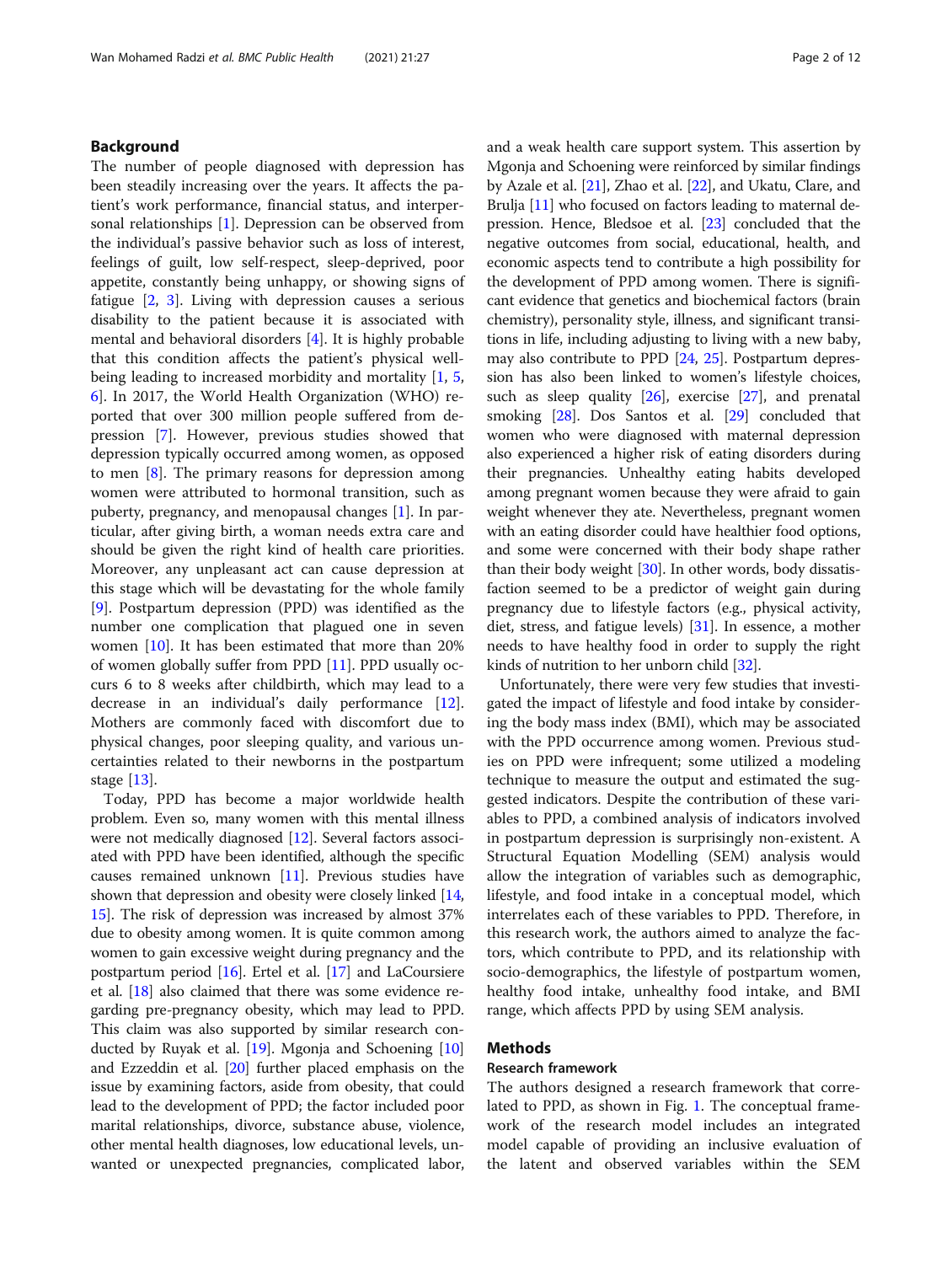## Background

The number of people diagnosed with depression has been steadily increasing over the years. It affects the patient's work performance, financial status, and interpersonal relationships [1]. Depression can be observed from the individual's passive behavior such as loss of interest, feelings of guilt, low self-respect, sleep-deprived, poor appetite, constantly being unhappy, or showing signs of fatigue [2, 3]. Living with depression causes a serious disability to the patient because it is associated with mental and behavioral disorders [4]. It is highly probable that this condition affects the patient's physical well-being leading to increased morbidity and mortality [1, 5, 6]. In 2017, the World Health Organization (WHO) reported that over 300 million people suffered from depression [7]. However, previous studies showed that depression typically occurred among women, as opposed to men [8]. The primary reasons for depression among women were attributed to hormonal transition, such as puberty, pregnancy, and menopausal changes [1]. In particular, after giving birth, a woman needs extra care and should be given the right kind of health care priorities. Moreover, any unpleasant act can cause depression at this stage which will be devastating for the whole family [9]. Postpartum depression (PPD) was identified as the number one complication that plagued one in seven women [10]. It has been estimated that more than 20% of women globally suffer from PPD [11]. PPD usually occurs 6 to 8 weeks after childbirth, which may lead to a decrease in an individual's daily performance [12]. Mothers are commonly faced with discomfort due to physical changes, poor sleeping quality, and various uncertainties related to their newborns in the postpartum stage [13].

Today, PPD has become a major worldwide health problem. Even so, many women with this mental illness were not medically diagnosed [12]. Several factors associated with PPD have been identified, although the specific causes remained unknown [11]. Previous studies have shown that depression and obesity were closely linked [14, 15]. The risk of depression was increased by almost 37% due to obesity among women. It is quite common among women to gain excessive weight during pregnancy and the postpartum period [16]. Ertel et al. [17] and LaCoursiere et al. [18] also claimed that there was some evidence regarding pre-pregnancy obesity, which may lead to PPD. This claim was also supported by similar research conducted by Ruyak et al. [19]. Mgonja and Schoening [10] and Ezzeddin et al. [20] further placed emphasis on the issue by examining factors, aside from obesity, that could lead to the development of PPD; the factor included poor marital relationships, divorce, substance abuse, violence, other mental health diagnoses, low educational levels, unwanted or unexpected pregnancies, complicated labor, and a weak health care support system. This assertion by Mgonja and Schoening were reinforced by similar findings by Azale et al. [21], Zhao et al. [22], and Ukatu, Clare, and Brulja [11] who focused on factors leading to maternal depression. Hence, Bledsoe et al. [23] concluded that the negative outcomes from social, educational, health, and economic aspects tend to contribute a high possibility for the development of PPD among women. There is significant evidence that genetics and biochemical factors (brain chemistry), personality style, illness, and significant transitions in life, including adjusting to living with a new baby, may also contribute to PPD [24, 25]. Postpartum depression has also been linked to women's lifestyle choices, such as sleep quality [26], exercise [27], and prenatal smoking [28]. Dos Santos et al. [29] concluded that women who were diagnosed with maternal depression also experienced a higher risk of eating disorders during their pregnancies. Unhealthy eating habits developed among pregnant women because they were afraid to gain weight whenever they ate. Nevertheless, pregnant women with an eating disorder could have healthier food options, and some were concerned with their body shape rather than their body weight [30]. In other words, body dissatisfaction seemed to be a predictor of weight gain during pregnancy due to lifestyle factors (e.g., physical activity, diet, stress, and fatigue levels) [31]. In essence, a mother needs to have healthy food in order to supply the right kinds of nutrition to her unborn child [32].

Unfortunately, there were very few studies that investigated the impact of lifestyle and food intake by considering the body mass index (BMI), which may be associated with the PPD occurrence among women. Previous studies on PPD were infrequent; some utilized a modeling technique to measure the output and estimated the suggested indicators. Despite the contribution of these variables to PPD, a combined analysis of indicators involved in postpartum depression is surprisingly non-existent. A Structural Equation Modelling (SEM) analysis would allow the integration of variables such as demographic, lifestyle, and food intake in a conceptual model, which interrelates each of these variables to PPD. Therefore, in this research work, the authors aimed to analyze the factors, which contribute to PPD, and its relationship with socio-demographics, the lifestyle of postpartum women, healthy food intake, unhealthy food intake, and BMI range, which affects PPD by using SEM analysis.

## Methods

### Research framework

The authors designed a research framework that correlated to PPD, as shown in Fig. 1. The conceptual framework of the research model includes an integrated model capable of providing an inclusive evaluation of the latent and observed variables within the SEM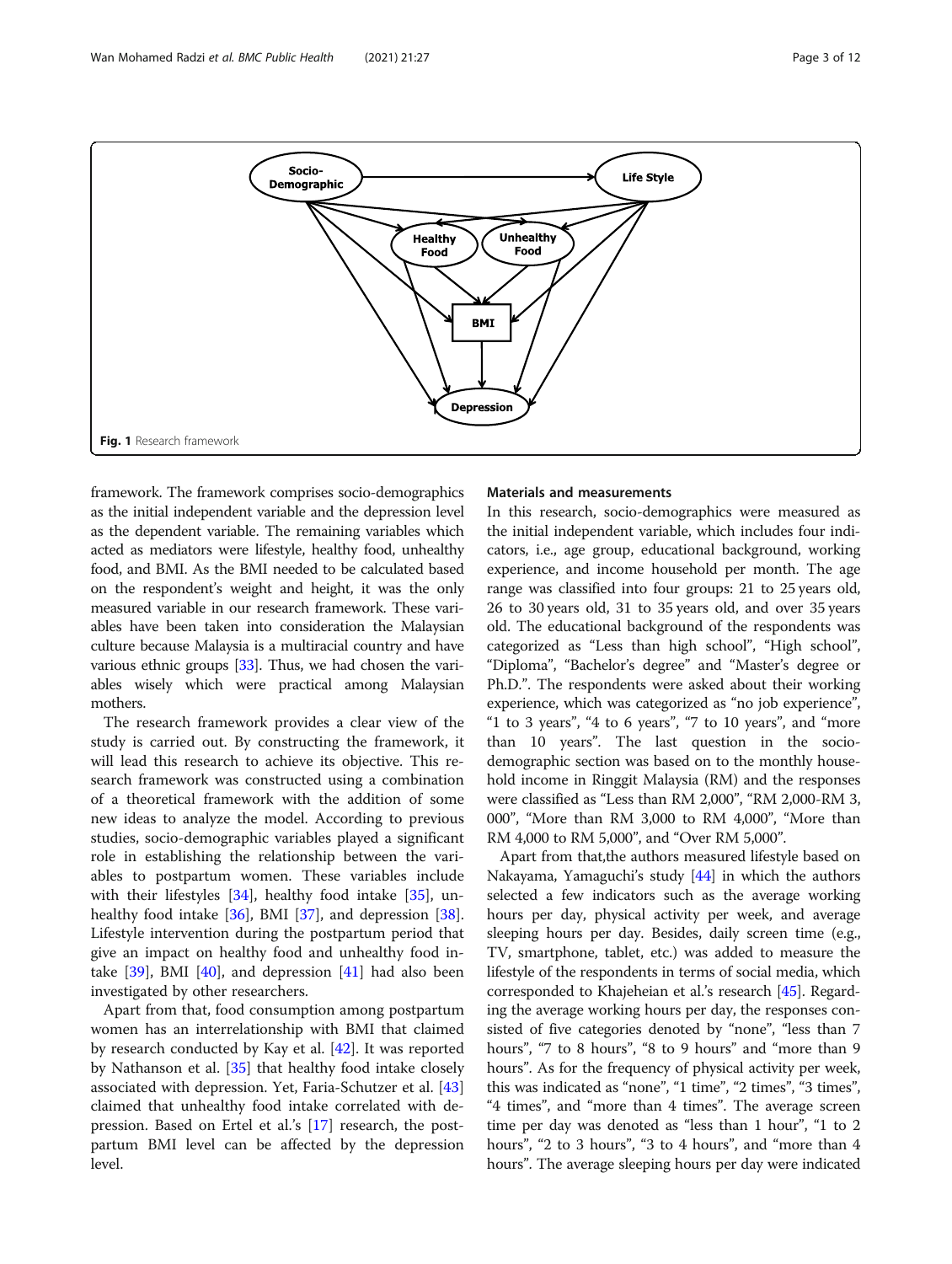Fig. 1 Research framework

framework. The framework comprises socio-demographics as the initial independent variable and the depression level as the dependent variable. The remaining variables which acted as mediators were lifestyle, healthy food, unhealthy food, and BMI. As the BMI needed to be calculated based on the respondent's weight and height, it was the only measured variable in our research framework. These variables have been taken into consideration the Malaysian culture because Malaysia is a multiracial country and have various ethnic groups [33]. Thus, we had chosen the variables wisely which were practical among Malaysian mothers.

The research framework provides a clear view of the study is carried out. By constructing the framework, it will lead this research to achieve its objective. This research framework was constructed using a combination of a theoretical framework with the addition of some new ideas to analyze the model. According to previous studies, socio-demographic variables played a significant role in establishing the relationship between the variables to postpartum women. These variables include with their lifestyles [34], healthy food intake [35], unhealthy food intake [36], BMI [37], and depression [38]. Lifestyle intervention during the postpartum period that give an impact on healthy food and unhealthy food intake [39], BMI [40], and depression [41] had also been investigated by other researchers.

Apart from that, food consumption among postpartum women has an interrelationship with BMI that claimed by research conducted by Kay et al. [42]. It was reported by Nathanson et al. [35] that healthy food intake closely associated with depression. Yet, Faria-Schutzer et al. [43] claimed that unhealthy food intake correlated with depression. Based on Ertel et al.'s [17] research, the postpartum BMI level can be affected by the depression level.

### Materials and measurements

In this research, socio-demographics were measured as the initial independent variable, which includes four indicators, i.e., age group, educational background, working experience, and income household per month. The age range was classified into four groups: 21 to 25 years old, 26 to 30 years old, 31 to 35 years old, and over 35 years old. The educational background of the respondents was categorized as "Less than high school", "High school", "Diploma", "Bachelor's degree" and "Master's degree or Ph.D.". The respondents were asked about their working experience, which was categorized as "no job experience", "1 to 3 years", "4 to 6 years", "7 to 10 years", and "more than 10 years". The last question in the socio-demographic section was based on to the monthly household income in Ringgit Malaysia (RM) and the responses were classified as "Less than RM 2,000", "RM 2,000-RM 3,000", "More than RM 3,000 to RM 4,000", "More than RM 4,000 to RM 5,000", and "Over RM 5,000".

Apart from that,the authors measured lifestyle based on Nakayama, Yamaguchi's study [44] in which the authors selected a few indicators such as the average working hours per day, physical activity per week, and average sleeping hours per day. Besides, daily screen time (e.g., TV, smartphone, tablet, etc.) was added to measure the lifestyle of the respondents in terms of social media, which corresponded to Khajeheian et al.'s research [45]. Regarding the average working hours per day, the responses consisted of five categories denoted by "none", "less than 7 hours", "7 to 8 hours", "8 to 9 hours" and "more than 9 hours". As for the frequency of physical activity per week, this was indicated as "none", "1 time", "2 times", "3 times", "4 times", and "more than 4 times". The average screen time per day was denoted as "less than 1 hour", "1 to 2 hours", "2 to 3 hours", "3 to 4 hours", and "more than 4 hours". The average sleeping hours per day were indicated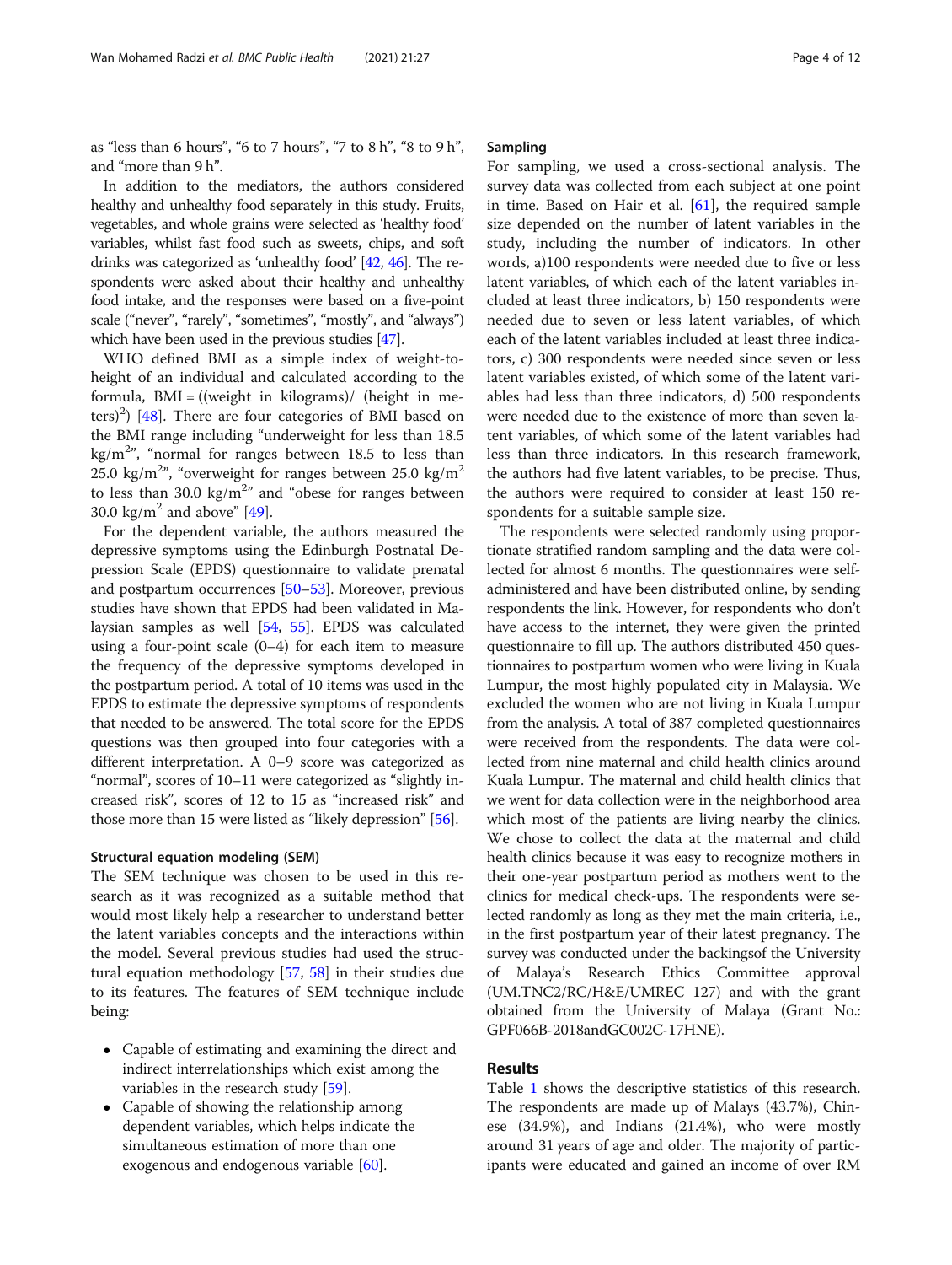as "less than 6 hours", "6 to 7 hours", "7 to 8 h", "8 to 9 h", and "more than 9 h".

In addition to the mediators, the authors considered healthy and unhealthy food separately in this study. Fruits, vegetables, and whole grains were selected as 'healthy food' variables, whilst fast food such as sweets, chips, and soft drinks was categorized as 'unhealthy food' [42, 46]. The respondents were asked about their healthy and unhealthy food intake, and the responses were based on a five-point scale ("never", "rarely", "sometimes", "mostly", and "always") which have been used in the previous studies [47].

WHO defined BMI as a simple index of weight-to-height of an individual and calculated according to the formula, BMI = ((weight in kilograms)/ (height in meters)$^2$) [48]. There are four categories of BMI based on the BMI range including "underweight for less than 18.5 kg/m$^2$", "normal for ranges between 18.5 to less than 25.0 kg/m$^2$", "overweight for ranges between 25.0 kg/m$^2$ to less than 30.0 kg/m$^2$" and "obese for ranges between 30.0 kg/m$^2$ and above" [49].

For the dependent variable, the authors measured the depressive symptoms using the Edinburgh Postnatal Depression Scale (EPDS) questionnaire to validate prenatal and postpartum occurrences [50–53]. Moreover, previous studies have shown that EPDS had been validated in Malaysian samples as well [54, 55]. EPDS was calculated using a four-point scale (0–4) for each item to measure the frequency of the depressive symptoms developed in the postpartum period. A total of 10 items was used in the EPDS to estimate the depressive symptoms of respondents that needed to be answered. The total score for the EPDS questions was then grouped into four categories with a different interpretation. A 0–9 score was categorized as "normal", scores of 10–11 were categorized as "slightly increased risk", scores of 12 to 15 as "increased risk" and those more than 15 were listed as "likely depression" [56].

### Structural equation modeling (SEM)

The SEM technique was chosen to be used in this research as it was recognized as a suitable method that would most likely help a researcher to understand better the latent variables concepts and the interactions within the model. Several previous studies had used the structural equation methodology [57, 58] in their studies due to its features. The features of SEM technique include being:

- Capable of estimating and examining the direct and indirect interrelationships which exist among the variables in the research study [59].
- Capable of showing the relationship among dependent variables, which helps indicate the simultaneous estimation of more than one exogenous and endogenous variable [60].

### Sampling

For sampling, we used a cross-sectional analysis. The survey data was collected from each subject at one point in time. Based on Hair et al. [61], the required sample size depended on the number of latent variables in the study, including the number of indicators. In other words, a)100 respondents were needed due to five or less latent variables, of which each of the latent variables included at least three indicators, b) 150 respondents were needed due to seven or less latent variables, of which each of the latent variables included at least three indicators, c) 300 respondents were needed since seven or less latent variables existed, of which some of the latent variables had less than three indicators, d) 500 respondents were needed due to the existence of more than seven latent variables, of which some of the latent variables had less than three indicators. In this research framework, the authors had five latent variables, to be precise. Thus, the authors were required to consider at least 150 respondents for a suitable sample size.

The respondents were selected randomly using proportionate stratified random sampling and the data were collected for almost 6 months. The questionnaires were self-administered and have been distributed online, by sending respondents the link. However, for respondents who don't have access to the internet, they were given the printed questionnaire to fill up. The authors distributed 450 questionnaires to postpartum women who were living in Kuala Lumpur, the most highly populated city in Malaysia. We excluded the women who are not living in Kuala Lumpur from the analysis. A total of 387 completed questionnaires were received from the respondents. The data were collected from nine maternal and child health clinics around Kuala Lumpur. The maternal and child health clinics that we went for data collection were in the neighborhood area which most of the patients are living nearby the clinics. We chose to collect the data at the maternal and child health clinics because it was easy to recognize mothers in their one-year postpartum period as mothers went to the clinics for medical check-ups. The respondents were selected randomly as long as they met the main criteria, i.e., in the first postpartum year of their latest pregnancy. The survey was conducted under the backingsof the University of Malaya's Research Ethics Committee approval (UM.TNC2/RC/H&E/UMREC 127) and with the grant obtained from the University of Malaya (Grant No.: GPF066B-2018andGC002C-17HNE).

## Results

Table 1 shows the descriptive statistics of this research. The respondents are made up of Malays (43.7%), Chinese (34.9%), and Indians (21.4%), who were mostly around 31 years of age and older. The majority of participants were educated and gained an income of over RM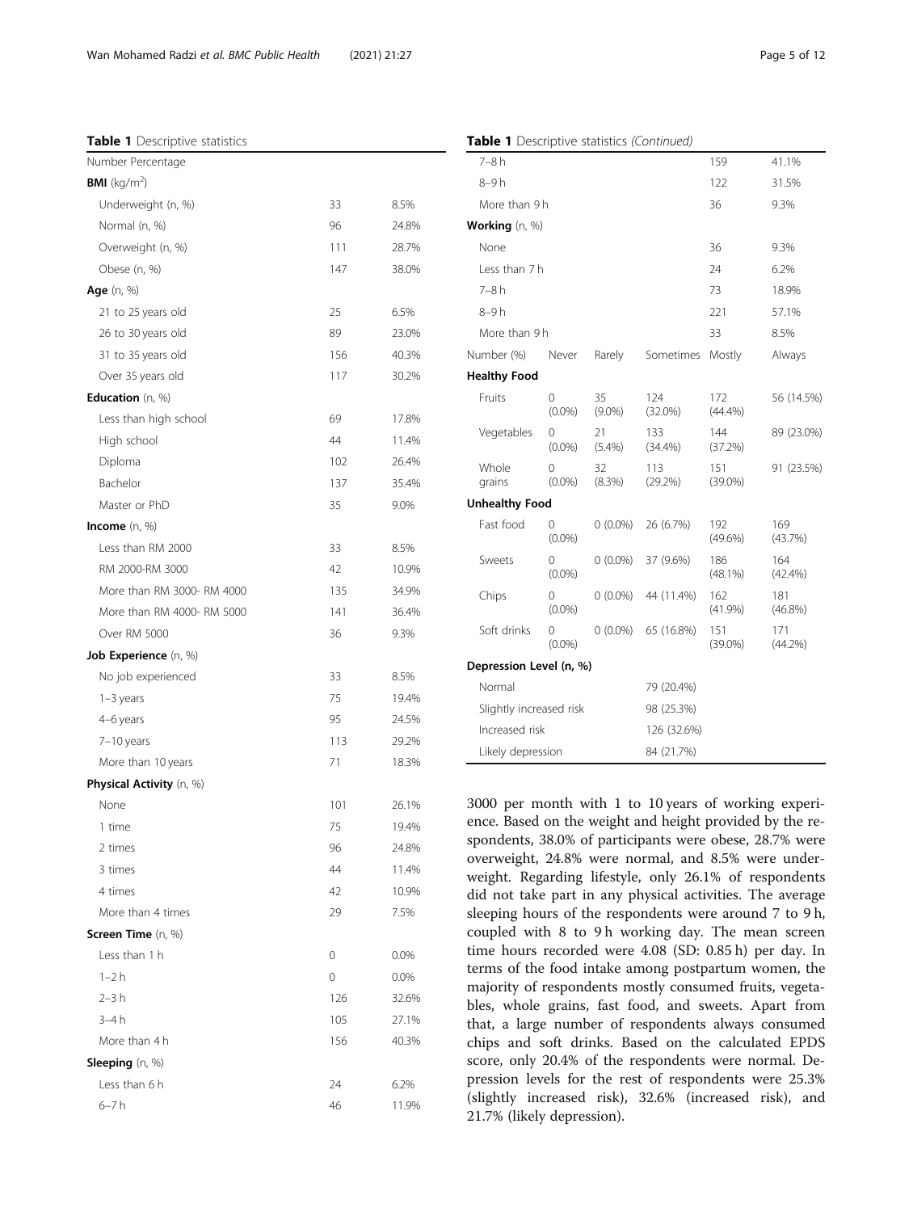**Table 1** Descriptive statistics

| Number Percentage | | |
|---|---|---|
| **BMI** (kg/m$^2$) | | |
| Underweight (n, %) | 33 | 8.5% |
| Normal (n, %) | 96 | 24.8% |
| Overweight (n, %) | 111 | 28.7% |
| Obese (n, %) | 147 | 38.0% |
| **Age** (n, %) | | |
| 21 to 25 years old | 25 | 6.5% |
| 26 to 30 years old | 89 | 23.0% |
| 31 to 35 years old | 156 | 40.3% |
| Over 35 years old | 117 | 30.2% |
| **Education** (n, %) | | |
| Less than high school | 69 | 17.8% |
| High school | 44 | 11.4% |
| Diploma | 102 | 26.4% |
| Bachelor | 137 | 35.4% |
| Master or PhD | 35 | 9.0% |
| **Income** (n, %) | | |
| Less than RM 2000 | 33 | 8.5% |
| RM 2000-RM 3000 | 42 | 10.9% |
| More than RM 3000- RM 4000 | 135 | 34.9% |
| More than RM 4000- RM 5000 | 141 | 36.4% |
| Over RM 5000 | 36 | 9.3% |
| **Job Experience** (n, %) | | |
| No job experienced | 33 | 8.5% |
| 1–3 years | 75 | 19.4% |
| 4–6 years | 95 | 24.5% |
| 7–10 years | 113 | 29.2% |
| More than 10 years | 71 | 18.3% |
| **Physical Activity** (n, %) | | |
| None | 101 | 26.1% |
| 1 time | 75 | 19.4% |
| 2 times | 96 | 24.8% |
| 3 times | 44 | 11.4% |
| 4 times | 42 | 10.9% |
| More than 4 times | 29 | 7.5% |
| **Screen Time** (n, %) | | |
| Less than 1 h | 0 | 0.0% |
| 1–2 h | 0 | 0.0% |
| 2–3 h | 126 | 32.6% |
| 3–4 h | 105 | 27.1% |
| More than 4 h | 156 | 40.3% |
| **Sleeping** (n, %) | | |
| Less than 6 h | 24 | 6.2% |
| 6–7 h | 46 | 11.9% |
| 7–8 h | 159 | 41.1% |
| 8–9 h | 122 | 31.5% |
| More than 9 h | 36 | 9.3% |
| **Working** (n, %) | | |
| None | 36 | 9.3% |
| Less than 7 h | 24 | 6.2% |
| 7–8 h | 73 | 18.9% |
| 8–9 h | 221 | 57.1% |
| More than 9 h | 33 | 8.5% |

| Number (%) | Never | Rarely | Sometimes | Mostly | Always |
|---|---|---|---|---|---|
| **Healthy Food** | | | | | |
| Fruits | 0 (0.0%) | 35 (9.0%) | 124 (32.0%) | 172 (44.4%) | 56 (14.5%) |
| Vegetables | 0 (0.0%) | 21 (5.4%) | 133 (34.4%) | 144 (37.2%) | 89 (23.0%) |
| Whole grains | 0 (0.0%) | 32 (8.3%) | 113 (29.2%) | 151 (39.0%) | 91 (23.5%) |
| **Unhealthy Food** | | | | | |
| Fast food | 0 (0.0%) | 0 (0.0%) | 26 (6.7%) | 192 (49.6%) | 169 (43.7%) |
| Sweets | 0 (0.0%) | 0 (0.0%) | 37 (9.6%) | 186 (48.1%) | 164 (42.4%) |
| Chips | 0 (0.0%) | 0 (0.0%) | 44 (11.4%) | 162 (41.9%) | 181 (46.8%) |
| Soft drinks | 0 (0.0%) | 0 (0.0%) | 65 (16.8%) | 151 (39.0%) | 171 (44.2%) |
| **Depression Level (n, %)** | | | | | |
| Normal | | | 79 (20.4%) | | |
| Slightly increased risk | | | 98 (25.3%) | | |
| Increased risk | | | 126 (32.6%) | | |
| Likely depression | | | 84 (21.7%) | | |

3000 per month with 1 to 10 years of working experience. Based on the weight and height provided by the respondents, 38.0% of participants were obese, 28.7% were overweight, 24.8% were normal, and 8.5% were underweight. Regarding lifestyle, only 26.1% of respondents did not take part in any physical activities. The average sleeping hours of the respondents were around 7 to 9 h, coupled with 8 to 9 h working day. The mean screen time hours recorded were 4.08 (SD: 0.85 h) per day. In terms of the food intake among postpartum women, the majority of respondents mostly consumed fruits, vegetables, whole grains, fast food, and sweets. Apart from that, a large number of respondents always consumed chips and soft drinks. Based on the calculated EPDS score, only 20.4% of the respondents were normal. Depression levels for the rest of respondents were 25.3% (slightly increased risk), 32.6% (increased risk), and 21.7% (likely depression).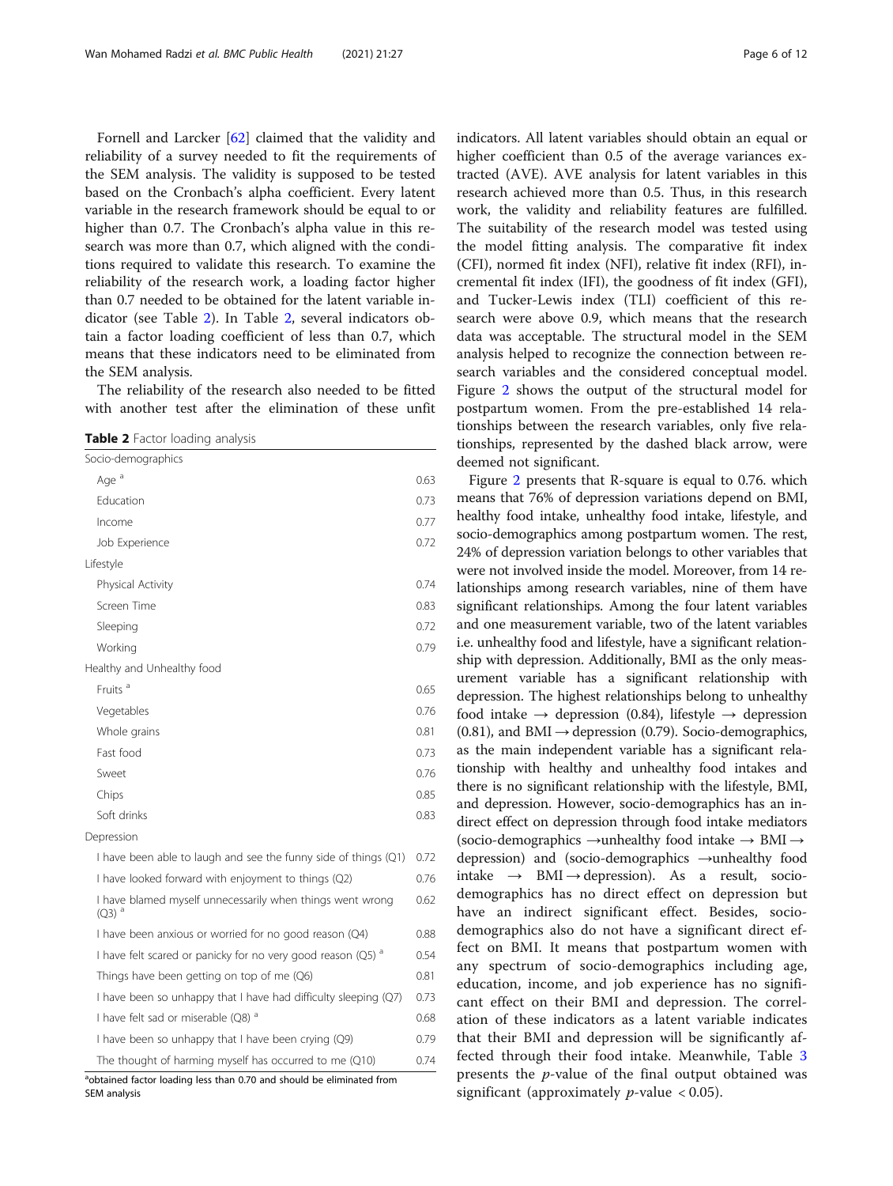Fornell and Larcker [62] claimed that the validity and reliability of a survey needed to fit the requirements of the SEM analysis. The validity is supposed to be tested based on the Cronbach's alpha coefficient. Every latent variable in the research framework should be equal to or higher than 0.7. The Cronbach's alpha value in this research was more than 0.7, which aligned with the conditions required to validate this research. To examine the reliability of the research work, a loading factor higher than 0.7 needed to be obtained for the latent variable indicator (see Table 2). In Table 2, several indicators obtain a factor loading coefficient of less than 0.7, which means that these indicators need to be eliminated from the SEM analysis.

The reliability of the research also needed to be fitted with another test after the elimination of these unfit indicators. All latent variables should obtain an equal or higher coefficient than 0.5 of the average variances extracted (AVE). AVE analysis for latent variables in this research achieved more than 0.5. Thus, in this research work, the validity and reliability features are fulfilled. The suitability of the research model was tested using the model fitting analysis. The comparative fit index (CFI), normed fit index (NFI), relative fit index (RFI), incremental fit index (IFI), the goodness of fit index (GFI), and Tucker-Lewis index (TLI) coefficient of this research were above 0.9, which means that the research data was acceptable. The structural model in the SEM analysis helped to recognize the connection between research variables and the considered conceptual model. Figure 2 shows the output of the structural model for postpartum women. From the pre-established 14 relationships between the research variables, only five relationships, represented by the dashed black arrow, were deemed not significant.

**Table 2** Factor loading analysis

| | |
|---|---|
| Socio-demographics | |
| Age [a] | 0.63 |
| Education | 0.73 |
| Income | 0.77 |
| Job Experience | 0.72 |
| Lifestyle | |
| Physical Activity | 0.74 |
| Screen Time | 0.83 |
| Sleeping | 0.72 |
| Working | 0.79 |
| Healthy and Unhealthy food | |
| Fruits [a] | 0.65 |
| Vegetables | 0.76 |
| Whole grains | 0.81 |
| Fast food | 0.73 |
| Sweet | 0.76 |
| Chips | 0.85 |
| Soft drinks | 0.83 |
| Depression | |
| I have been able to laugh and see the funny side of things (Q1) | 0.72 |
| I have looked forward with enjoyment to things (Q2) | 0.76 |
| I have blamed myself unnecessarily when things went wrong (Q3) [a] | 0.62 |
| I have been anxious or worried for no good reason (Q4) | 0.88 |
| I have felt scared or panicky for no very good reason (Q5) [a] | 0.54 |
| Things have been getting on top of me (Q6) | 0.81 |
| I have been so unhappy that I have had difficulty sleeping (Q7) | 0.73 |
| I have felt sad or miserable (Q8) [a] | 0.68 |
| I have been so unhappy that I have been crying (Q9) | 0.79 |
| The thought of harming myself has occurred to me (Q10) | 0.74 |

[a]obtained factor loading less than 0.70 and should be eliminated from SEM analysis

Figure 2 presents that R-square is equal to 0.76. which means that 76% of depression variations depend on BMI, healthy food intake, unhealthy food intake, lifestyle, and socio-demographics among postpartum women. The rest, 24% of depression variation belongs to other variables that were not involved inside the model. Moreover, from 14 relationships among research variables, nine of them have significant relationships. Among the four latent variables and one measurement variable, two of the latent variables i.e. unhealthy food and lifestyle, have a significant relationship with depression. Additionally, BMI as the only measurement variable has a significant relationship with depression. The highest relationships belong to unhealthy food intake → depression (0.84), lifestyle → depression (0.81), and BMI → depression (0.79). Socio-demographics, as the main independent variable has a significant relationship with healthy and unhealthy food intakes and there is no significant relationship with the lifestyle, BMI, and depression. However, socio-demographics has an indirect effect on depression through food intake mediators (socio-demographics →unhealthy food intake → BMI → depression) and (socio-demographics →unhealthy food intake → BMI → depression). As a result, socio-demographics has no direct effect on depression but have an indirect significant effect. Besides, socio-demographics also do not have a significant direct effect on BMI. It means that postpartum women with any spectrum of socio-demographics including age, education, income, and job experience has no significant effect on their BMI and depression. The correlation of these indicators as a latent variable indicates that their BMI and depression will be significantly affected through their food intake. Meanwhile, Table 3 presents the *p*-value of the final output obtained was significant (approximately $p$-value $< 0.05$).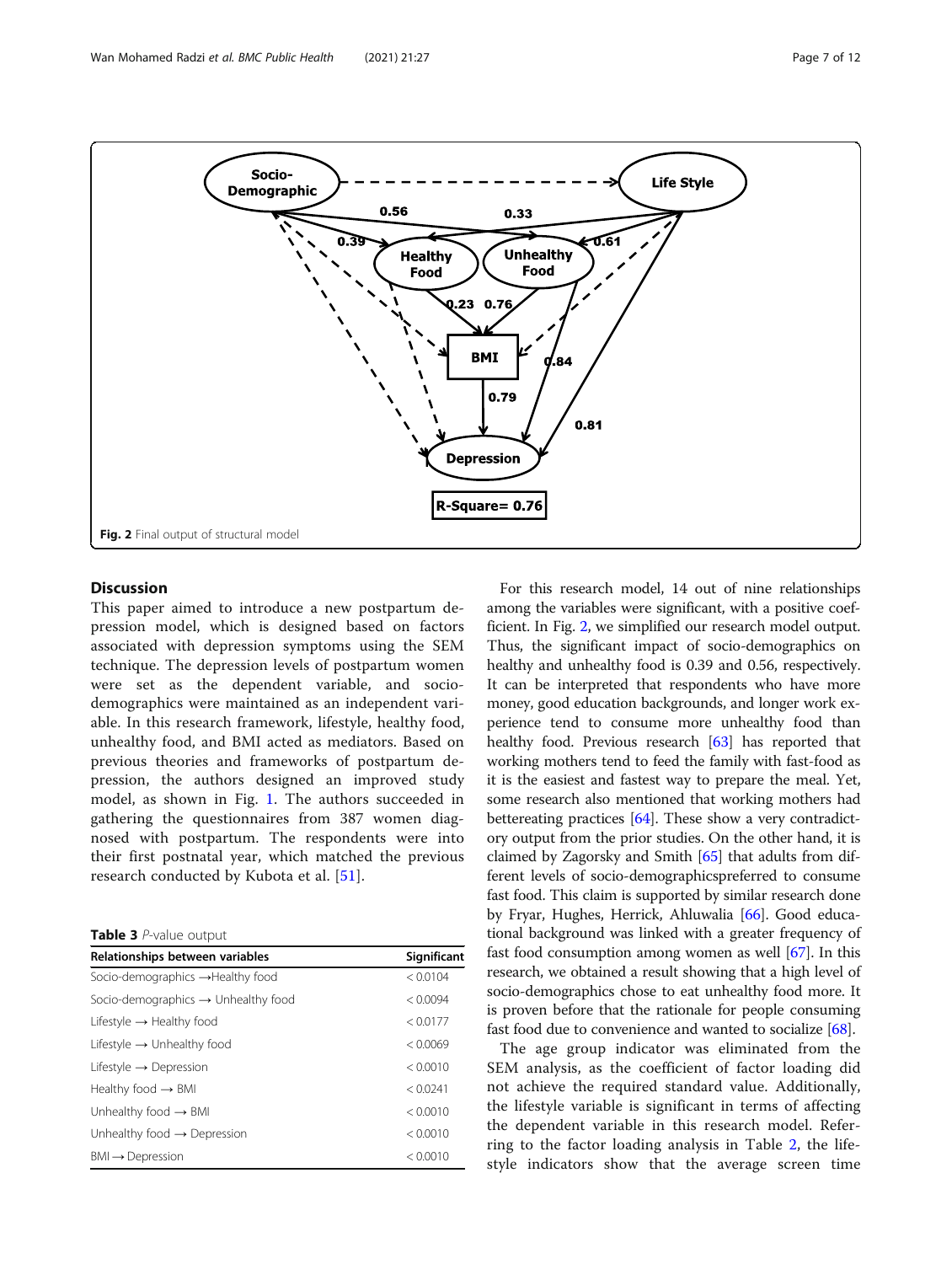Fig. 2 Final output of structural model

## Discussion

This paper aimed to introduce a new postpartum depression model, which is designed based on factors associated with depression symptoms using the SEM technique. The depression levels of postpartum women were set as the dependent variable, and socio-demographics were maintained as an independent variable. In this research framework, lifestyle, healthy food, unhealthy food, and BMI acted as mediators. Based on previous theories and frameworks of postpartum depression, the authors designed an improved study model, as shown in Fig. 1. The authors succeeded in gathering the questionnaires from 387 women diagnosed with postpartum. The respondents were into their first postnatal year, which matched the previous research conducted by Kubota et al. [51].

**Table 3** *P*-value output

| Relationships between variables | Significant |
|---|---|
| Socio-demographics →Healthy food | < 0.0104 |
| Socio-demographics → Unhealthy food | < 0.0094 |
| Lifestyle → Healthy food | < 0.0177 |
| Lifestyle → Unhealthy food | < 0.0069 |
| Lifestyle → Depression | < 0.0010 |
| Healthy food → BMI | < 0.0241 |
| Unhealthy food → BMI | < 0.0010 |
| Unhealthy food → Depression | < 0.0010 |
| BMI → Depression | < 0.0010 |

For this research model, 14 out of nine relationships among the variables were significant, with a positive coefficient. In Fig. 2, we simplified our research model output. Thus, the significant impact of socio-demographics on healthy and unhealthy food is 0.39 and 0.56, respectively. It can be interpreted that respondents who have more money, good education backgrounds, and longer work experience tend to consume more unhealthy food than healthy food. Previous research [63] has reported that working mothers tend to feed the family with fast-food as it is the easiest and fastest way to prepare the meal. Yet, some research also mentioned that working mothers had bettereating practices [64]. These show a very contradictory output from the prior studies. On the other hand, it is claimed by Zagorsky and Smith [65] that adults from different levels of socio-demographicspreferred to consume fast food. This claim is supported by similar research done by Fryar, Hughes, Herrick, Ahluwalia [66]. Good educational background was linked with a greater frequency of fast food consumption among women as well [67]. In this research, we obtained a result showing that a high level of socio-demographics chose to eat unhealthy food more. It is proven before that the rationale for people consuming fast food due to convenience and wanted to socialize [68].

The age group indicator was eliminated from the SEM analysis, as the coefficient of factor loading did not achieve the required standard value. Additionally, the lifestyle variable is significant in terms of affecting the dependent variable in this research model. Referring to the factor loading analysis in Table 2, the lifestyle indicators show that the average screen time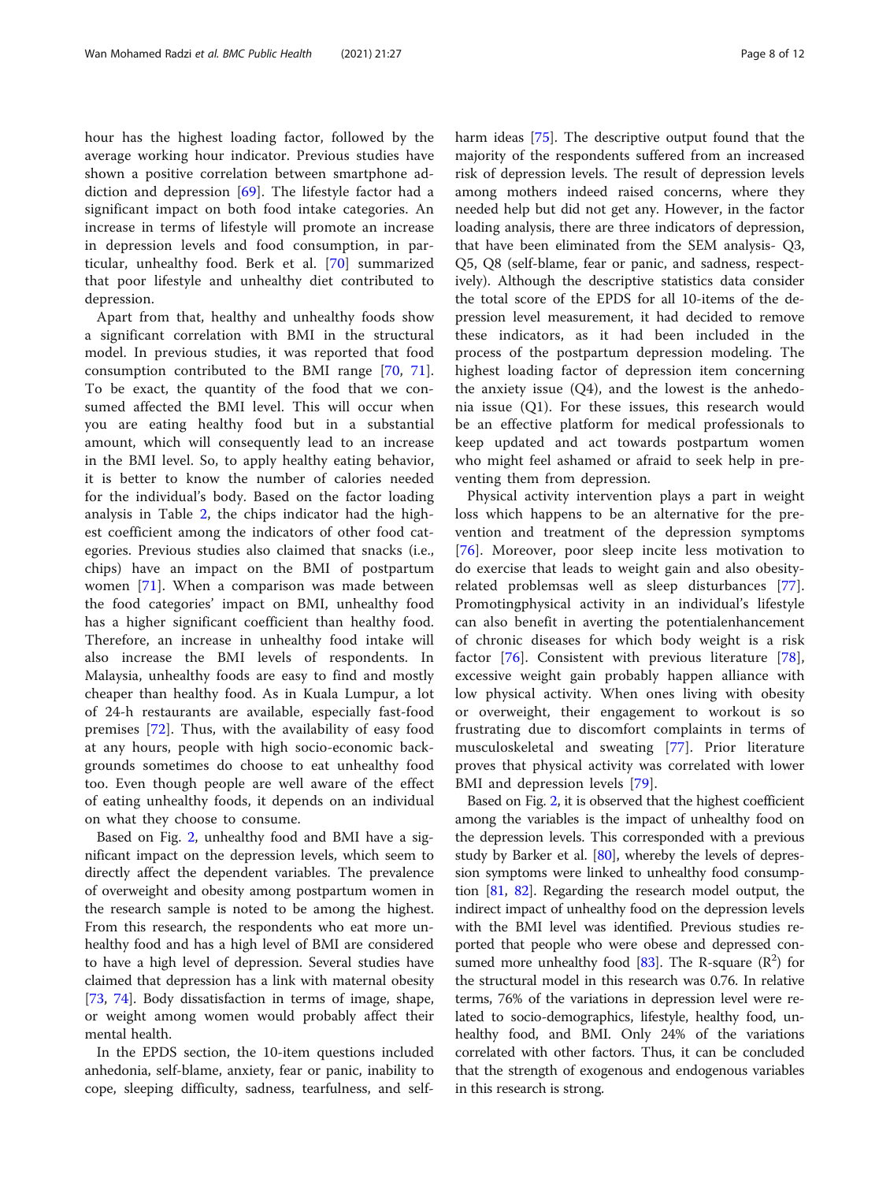hour has the highest loading factor, followed by the average working hour indicator. Previous studies have shown a positive correlation between smartphone addiction and depression [69]. The lifestyle factor had a significant impact on both food intake categories. An increase in terms of lifestyle will promote an increase in depression levels and food consumption, in particular, unhealthy food. Berk et al. [70] summarized that poor lifestyle and unhealthy diet contributed to depression.

Apart from that, healthy and unhealthy foods show a significant correlation with BMI in the structural model. In previous studies, it was reported that food consumption contributed to the BMI range [70, 71]. To be exact, the quantity of the food that we consumed affected the BMI level. This will occur when you are eating healthy food but in a substantial amount, which will consequently lead to an increase in the BMI level. So, to apply healthy eating behavior, it is better to know the number of calories needed for the individual's body. Based on the factor loading analysis in Table 2, the chips indicator had the highest coefficient among the indicators of other food categories. Previous studies also claimed that snacks (i.e., chips) have an impact on the BMI of postpartum women [71]. When a comparison was made between the food categories' impact on BMI, unhealthy food has a higher significant coefficient than healthy food. Therefore, an increase in unhealthy food intake will also increase the BMI levels of respondents. In Malaysia, unhealthy foods are easy to find and mostly cheaper than healthy food. As in Kuala Lumpur, a lot of 24-h restaurants are available, especially fast-food premises [72]. Thus, with the availability of easy food at any hours, people with high socio-economic backgrounds sometimes do choose to eat unhealthy food too. Even though people are well aware of the effect of eating unhealthy foods, it depends on an individual on what they choose to consume.

Based on Fig. 2, unhealthy food and BMI have a significant impact on the depression levels, which seem to directly affect the dependent variables. The prevalence of overweight and obesity among postpartum women in the research sample is noted to be among the highest. From this research, the respondents who eat more unhealthy food and has a high level of BMI are considered to have a high level of depression. Several studies have claimed that depression has a link with maternal obesity [73, 74]. Body dissatisfaction in terms of image, shape, or weight among women would probably affect their mental health.

In the EPDS section, the 10-item questions included anhedonia, self-blame, anxiety, fear or panic, inability to cope, sleeping difficulty, sadness, tearfulness, and self-harm ideas [75]. The descriptive output found that the majority of the respondents suffered from an increased risk of depression levels. The result of depression levels among mothers indeed raised concerns, where they needed help but did not get any. However, in the factor loading analysis, there are three indicators of depression, that have been eliminated from the SEM analysis- Q3, Q5, Q8 (self-blame, fear or panic, and sadness, respectively). Although the descriptive statistics data consider the total score of the EPDS for all 10-items of the depression level measurement, it had decided to remove these indicators, as it had been included in the process of the postpartum depression modeling. The highest loading factor of depression item concerning the anxiety issue (Q4), and the lowest is the anhedonia issue (Q1). For these issues, this research would be an effective platform for medical professionals to keep updated and act towards postpartum women who might feel ashamed or afraid to seek help in preventing them from depression.

Physical activity intervention plays a part in weight loss which happens to be an alternative for the prevention and treatment of the depression symptoms [76]. Moreover, poor sleep incite less motivation to do exercise that leads to weight gain and also obesity-related problemsas well as sleep disturbances [77]. Promotingphysical activity in an individual's lifestyle can also benefit in averting the potentialenhancement of chronic diseases for which body weight is a risk factor [76]. Consistent with previous literature [78], excessive weight gain probably happen alliance with low physical activity. When ones living with obesity or overweight, their engagement to workout is so frustrating due to discomfort complaints in terms of musculoskeletal and sweating [77]. Prior literature proves that physical activity was correlated with lower BMI and depression levels [79].

Based on Fig. 2, it is observed that the highest coefficient among the variables is the impact of unhealthy food on the depression levels. This corresponded with a previous study by Barker et al. [80], whereby the levels of depression symptoms were linked to unhealthy food consumption [81, 82]. Regarding the research model output, the indirect impact of unhealthy food on the depression levels with the BMI level was identified. Previous studies reported that people who were obese and depressed consumed more unhealthy food [83]. The R-square ($R^2$) for the structural model in this research was 0.76. In relative terms, 76% of the variations in depression level were related to socio-demographics, lifestyle, healthy food, unhealthy food, and BMI. Only 24% of the variations correlated with other factors. Thus, it can be concluded that the strength of exogenous and endogenous variables in this research is strong.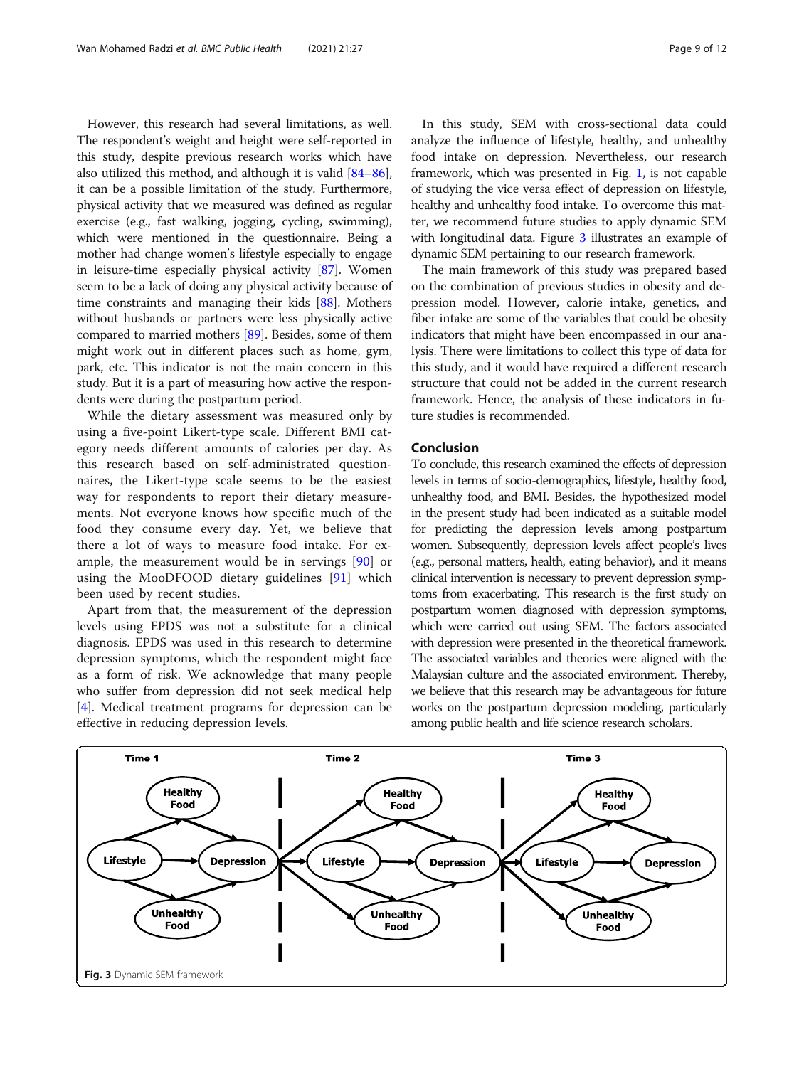However, this research had several limitations, as well. The respondent's weight and height were self-reported in this study, despite previous research works which have also utilized this method, and although it is valid [84–86], it can be a possible limitation of the study. Furthermore, physical activity that we measured was defined as regular exercise (e.g., fast walking, jogging, cycling, swimming), which were mentioned in the questionnaire. Being a mother had change women's lifestyle especially to engage in leisure-time especially physical activity [87]. Women seem to be a lack of doing any physical activity because of time constraints and managing their kids [88]. Mothers without husbands or partners were less physically active compared to married mothers [89]. Besides, some of them might work out in different places such as home, gym, park, etc. This indicator is not the main concern in this study. But it is a part of measuring how active the respondents were during the postpartum period.

While the dietary assessment was measured only by using a five-point Likert-type scale. Different BMI category needs different amounts of calories per day. As this research based on self-administrated questionnaires, the Likert-type scale seems to be the easiest way for respondents to report their dietary measurements. Not everyone knows how specific much of the food they consume every day. Yet, we believe that there a lot of ways to measure food intake. For example, the measurement would be in servings [90] or using the MooDFOOD dietary guidelines [91] which been used by recent studies.

Apart from that, the measurement of the depression levels using EPDS was not a substitute for a clinical diagnosis. EPDS was used in this research to determine depression symptoms, which the respondent might face as a form of risk. We acknowledge that many people who suffer from depression did not seek medical help [4]. Medical treatment programs for depression can be effective in reducing depression levels.

In this study, SEM with cross-sectional data could analyze the influence of lifestyle, healthy, and unhealthy food intake on depression. Nevertheless, our research framework, which was presented in Fig. 1, is not capable of studying the vice versa effect of depression on lifestyle, healthy and unhealthy food intake. To overcome this matter, we recommend future studies to apply dynamic SEM with longitudinal data. Figure 3 illustrates an example of dynamic SEM pertaining to our research framework.

The main framework of this study was prepared based on the combination of previous studies in obesity and depression model. However, calorie intake, genetics, and fiber intake are some of the variables that could be obesity indicators that might have been encompassed in our analysis. There were limitations to collect this type of data for this study, and it would have required a different research structure that could not be added in the current research framework. Hence, the analysis of these indicators in future studies is recommended.

## Conclusion

To conclude, this research examined the effects of depression levels in terms of socio-demographics, lifestyle, healthy food, unhealthy food, and BMI. Besides, the hypothesized model in the present study had been indicated as a suitable model for predicting the depression levels among postpartum women. Subsequently, depression levels affect people's lives (e.g., personal matters, health, eating behavior), and it means clinical intervention is necessary to prevent depression symptoms from exacerbating. This research is the first study on postpartum women diagnosed with depression symptoms, which were carried out using SEM. The factors associated with depression were presented in the theoretical framework. The associated variables and theories were aligned with the Malaysian culture and the associated environment. Thereby, we believe that this research may be advantageous for future works on the postpartum depression modeling, particularly among public health and life science research scholars.

**Fig. 3** Dynamic SEM framework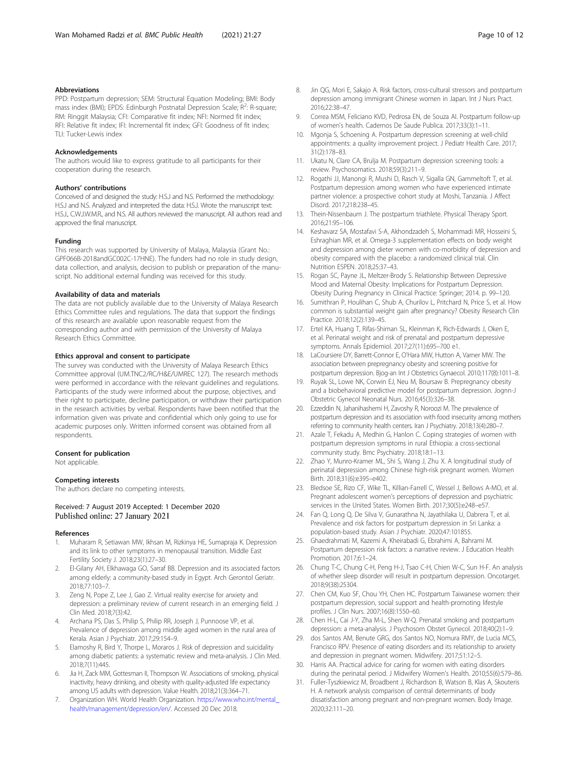### Abbreviations

PPD: Postpartum depression; SEM: Structural Equation Modeling; BMI: Body mass index (BMI); EPDS: Edinburgh Postnatal Depression Scale; $R^2$: R-square; RM: Ringgit Malaysia; CFI: Comparative fit index; NFI: Normed fit index; RFI: Relative fit index; IFI: Incremental fit index; GFI: Goodness of fit index; TLI: Tucker-Lewis index

### Acknowledgements

The authors would like to express gratitude to all participants for their cooperation during the research.

### Authors' contributions

Conceived of and designed the study: H.S.J and N.S. Performed the methodology: H.S.J and N.S. Analyzed and interpreted the data: H.S.J. Wrote the manuscript text: H.S.J., C.W.J.W.M.R., and N.S. All authors reviewed the manuscript. All authors read and approved the final manuscript.

### Funding

This research was supported by University of Malaya, Malaysia (Grant No.: GPF066B-2018andGC002C-17HNE). The funders had no role in study design, data collection, and analysis, decision to publish or preparation of the manuscript. No additional external funding was received for this study.

### Availability of data and materials

The data are not publicly available due to the University of Malaya Research Ethics Committee rules and regulations. The data that support the findings of this research are available upon reasonable request from the corresponding author and with permission of the University of Malaya Research Ethics Committee.

### Ethics approval and consent to participate

The survey was conducted with the University of Malaya Research Ethics Committee approval (UM.TNC2/RC/H&E/UMREC 127). The research methods were performed in accordance with the relevant guidelines and regulations. Participants of the study were informed about the purpose, objectives, and their right to participate, decline participation, or withdraw their participation in the research activities by verbal. Respondents have been notified that the information given was private and confidential which only going to use for academic purposes only. Written informed consent was obtained from all respondents.

### Consent for publication

Not applicable.

### Competing interests

The authors declare no competing interests.

Received: 7 August 2019 Accepted: 1 December 2020
Published online: 27 January 2021

### References

1. Muharam R, Setiawan MW, Ikhsan M, Rizkinya HE, Sumapraja K. Depression and its link to other symptoms in menopausal transition. Middle East Fertility Society J. 2018;23(1):27–30.
2. El-Gilany AH, Elkhawaga GO, Sarraf BB. Depression and its associated factors among elderly: a community-based study in Egypt. Arch Gerontol Geriatr. 2018;77:103–7.
3. Zeng N, Pope Z, Lee J, Gao Z. Virtual reality exercise for anxiety and depression: a preliminary review of current research in an emerging field. J Clin Med. 2018;7(3):42.
4. Archana PS, Das S, Philip S, Philip RR, Joseph J, Punnoose VP, et al. Prevalence of depression among middle aged women in the rural area of Kerala. Asian J Psychiatr. 2017;29:154–9.
5. Elamoshy R, Bird Y, Thorpe L, Moraros J. Risk of depression and suicidality among diabetic patients: a systematic review and meta-analysis. J Clin Med. 2018;7(11):445.
6. Jia H, Zack MM, Gottesman II, Thompson W. Associations of smoking, physical inactivity, heavy drinking, and obesity with quality-adjusted life expectancy among US adults with depression. Value Health. 2018;21(3):364–71.
7. Organization WH. World Health Organization. https://www.who.int/mental_health/management/depression/en/. Accessed 20 Dec 2018.
8. Jin QG, Mori E, Sakajo A. Risk factors, cross-cultural stressors and postpartum depression among immigrant Chinese women in Japan. Int J Nurs Pract. 2016;22:38–47.
9. Correa MSM, Feliciano KVD, Pedrosa EN, de Souza AI. Postpartum follow-up of women's health. Cadernos De Saude Publica. 2017;33(3):1–11.
10. Mgonja S, Schoening A. Postpartum depression screening at well-child appointments: a quality improvement project. J Pediatr Health Care. 2017;31(2):178–83.
11. Ukatu N, Clare CA, Brulja M. Postpartum depression screening tools: a review. Psychosomatics. 2018;59(3):211–9.
12. Rogathi JJ, Manongi R, Mushi D, Rasch V, Sigalla GN, Gammeltoft T, et al. Postpartum depression among women who have experienced intimate partner violence: a prospective cohort study at Moshi, Tanzania. J Affect Disord. 2017;218:238–45.
13. Thein-Nissenbaum J. The postpartum triathlete. Physical Therapy Sport. 2016;21:95–106.
14. Keshavarz SA, Mostafavi S-A, Akhondzadeh S, Mohammadi MR, Hosseini S, Eshraghian MR, et al. Omega-3 supplementation effects on body weight and depression among dieter women with co-morbidity of depression and obesity compared with the placebo: a randomized clinical trial. Clin Nutrition ESPEN. 2018;25:37–43.
15. Rogan SC, Payne JL, Meltzer-Brody S. Relationship Between Depressive Mood and Maternal Obesity: Implications for Postpartum Depression. Obesity During Pregnancy in Clinical Practice: Springer; 2014. p. 99–120.
16. Sumithran P, Houlihan C, Shub A, Churilov L, Pritchard N, Price S, et al. How common is substantial weight gain after pregnancy? Obesity Research Clin Practice. 2018;12(2):139–45.
17. Ertel KA, Huang T, Rifas-Shiman SL, Kleinman K, Rich-Edwards J, Oken E, et al. Perinatal weight and risk of prenatal and postpartum depressive symptoms. Annals Epidemiol. 2017;27(11):695–700 e1.
18. LaCoursiere DY, Barrett-Connor E, O'Hara MW, Hutton A, Varner MW. The association between prepregnancy obesity and screening positive for postpartum depression. Bjog-an Int J Obstetrics Gynaecol. 2010;117(8):1011–8.
19. Ruyak SL, Lowe NK, Corwin EJ, Neu M, Boursaw B. Prepregnancy obesity and a biobehavioral predictive model for postpartum depression. Jognn-J Obstetric Gynecol Neonatal Nurs. 2016;45(3):326–38.
20. Ezzeddin N, Jahanihashemi H, Zavoshy R, Noroozi M. The prevalence of postpartum depression and its association with food insecurity among mothers referring to community health centers. Iran J Psychiatry. 2018;13(4):280–7.
21. Azale T, Fekadu A, Medhin G, Hanlon C. Coping strategies of women with postpartum depression symptoms in rural Ethiopia: a cross-sectional community study. Bmc Psychiatry. 2018;18:1–13.
22. Zhao Y, Munro-Kramer ML, Shi S, Wang J, Zhu X. A longitudinal study of perinatal depression among Chinese high-risk pregnant women. Women Birth. 2018;31(6):e395–e402.
23. Bledsoe SE, Rizo CF, Wike TL, Killian-Farrell C, Wessel J, Bellows A-MO, et al. Pregnant adolescent women's perceptions of depression and psychiatric services in the United States. Women Birth. 2017;30(5):e248–e57.
24. Fan Q, Long Q, De Silva V, Gunarathna N, Jayathilaka U, Dabrera T, et al. Prevalence and risk factors for postpartum depression in Sri Lanka: a population-based study. Asian J Psychiatr. 2020;47:101855.
25. Ghaedrahmati M, Kazemi A, Kheirabadi G, Ebrahimi A, Bahrami M. Postpartum depression risk factors: a narrative review. J Education Health Promotion. 2017;6:1–24.
26. Chung T-C, Chung C-H, Peng H-J, Tsao C-H, Chien W-C, Sun H-F. An analysis of whether sleep disorder will result in postpartum depression. Oncotarget. 2018;9(38):25304.
27. Chen CM, Kuo SF, Chou YH, Chen HC. Postpartum Taiwanese women: their postpartum depression, social support and health-promoting lifestyle profiles. J Clin Nurs. 2007;16(8):1550–60.
28. Chen H-L, Cai J-Y, Zha M-L, Shen W-Q. Prenatal smoking and postpartum depression: a meta-analysis. J Psychosom Obstet Gynecol. 2018;40(2):1–9.
29. dos Santos AM, Benute GRG, dos Santos NO, Nomura RMY, de Lucia MCS, Francisco RPV. Presence of eating disorders and its relationship to anxiety and depression in pregnant women. Midwifery. 2017;51:12–5.
30. Harris AA. Practical advice for caring for women with eating disorders during the perinatal period. J Midwifery Women's Health. 2010;55(6):579–86.
31. Fuller-Tyszkiewicz M, Broadbent J, Richardson B, Watson B, Klas A, Skouteris H. A network analysis comparison of central determinants of body dissatisfaction among pregnant and non-pregnant women. Body Image. 2020;32:111–20.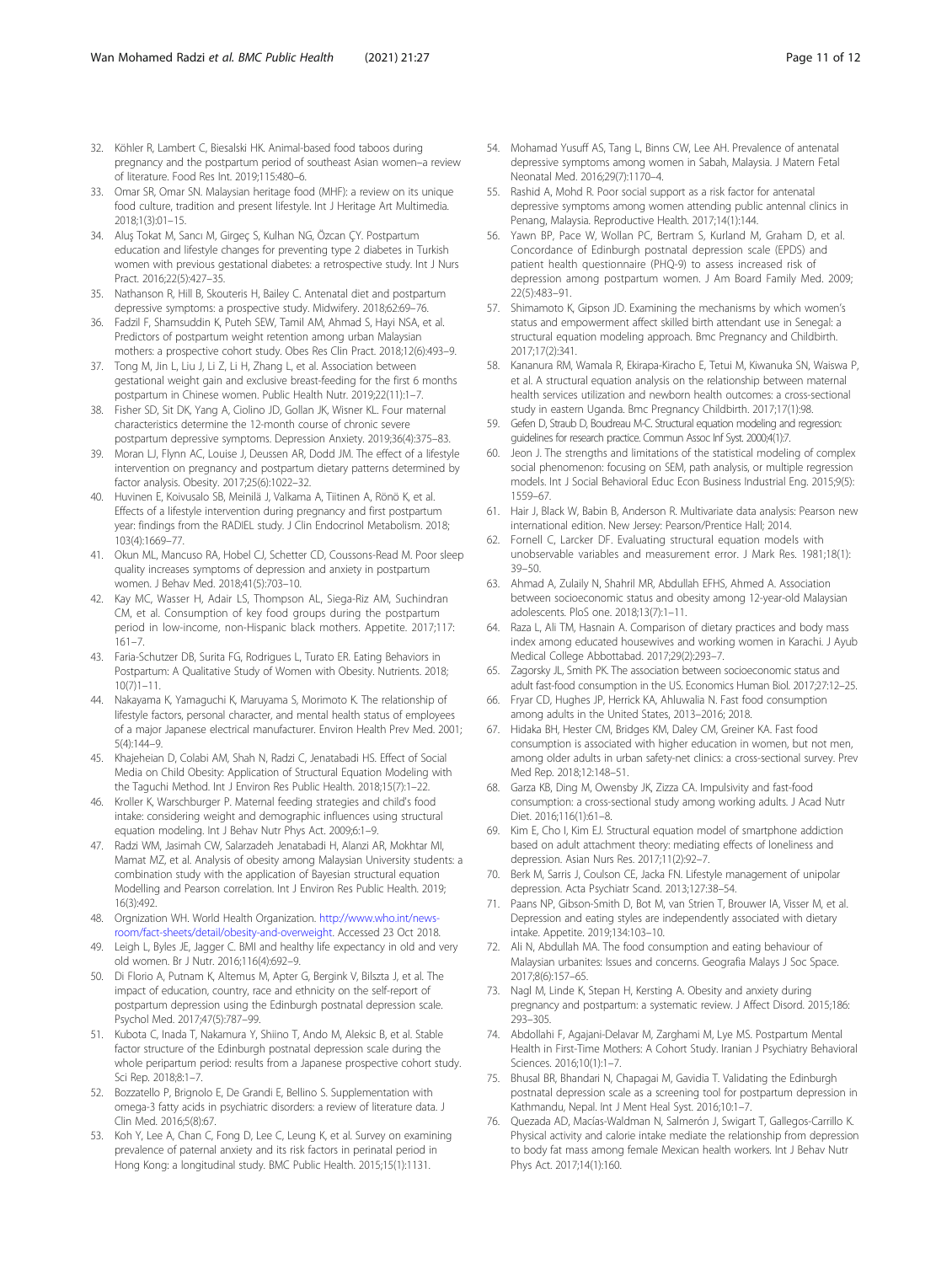32. Köhler R, Lambert C, Biesalski HK. Animal-based food taboos during pregnancy and the postpartum period of southeast Asian women–a review of literature. Food Res Int. 2019;115:480–6.
33. Omar SR, Omar SN. Malaysian heritage food (MHF): a review on its unique food culture, tradition and present lifestyle. Int J Heritage Art Multimedia. 2018;1(3):01–15.
34. Aluş Tokat M, Sancı M, Girgeç S, Kulhan NG, Özcan ÇY. Postpartum education and lifestyle changes for preventing type 2 diabetes in Turkish women with previous gestational diabetes: a retrospective study. Int J Nurs Pract. 2016;22(5):427–35.
35. Nathanson R, Hill B, Skouteris H, Bailey C. Antenatal diet and postpartum depressive symptoms: a prospective study. Midwifery. 2018;62:69–76.
36. Fadzil F, Shamsuddin K, Puteh SEW, Tamil AM, Ahmad S, Hayi NSA, et al. Predictors of postpartum weight retention among urban Malaysian mothers: a prospective cohort study. Obes Res Clin Pract. 2018;12(6):493–9.
37. Tong M, Jin L, Liu J, Li Z, Li H, Zhang L, et al. Association between gestational weight gain and exclusive breast-feeding for the first 6 months postpartum in Chinese women. Public Health Nutr. 2019;22(11):1–7.
38. Fisher SD, Sit DK, Yang A, Ciolino JD, Gollan JK, Wisner KL. Four maternal characteristics determine the 12-month course of chronic severe postpartum depressive symptoms. Depression Anxiety. 2019;36(4):375–83.
39. Moran LJ, Flynn AC, Louise J, Deussen AR, Dodd JM. The effect of a lifestyle intervention on pregnancy and postpartum dietary patterns determined by factor analysis. Obesity. 2017;25(6):1022–32.
40. Huvinen E, Koivusalo SB, Meinilä J, Valkama A, Tiitinen A, Rönö K, et al. Effects of a lifestyle intervention during pregnancy and first postpartum year: findings from the RADIEL study. J Clin Endocrinol Metabolism. 2018; 103(4):1669–77.
41. Okun ML, Mancuso RA, Hobel CJ, Schetter CD, Coussons-Read M. Poor sleep quality increases symptoms of depression and anxiety in postpartum women. J Behav Med. 2018;41(5):703–10.
42. Kay MC, Wasser H, Adair LS, Thompson AL, Siega-Riz AM, Suchindran CM, et al. Consumption of key food groups during the postpartum period in low-income, non-Hispanic black mothers. Appetite. 2017;117: 161–7.
43. Faria-Schutzer DB, Surita FG, Rodrigues L, Turato ER. Eating Behaviors in Postpartum: A Qualitative Study of Women with Obesity. Nutrients. 2018; 10(7)1–11.
44. Nakayama K, Yamaguchi K, Maruyama S, Morimoto K. The relationship of lifestyle factors, personal character, and mental health status of employees of a major Japanese electrical manufacturer. Environ Health Prev Med. 2001; 5(4):144–9.
45. Khajeheian D, Colabi AM, Shah N, Radzi C, Jenatabadi HS. Effect of Social Media on Child Obesity: Application of Structural Equation Modeling with the Taguchi Method. Int J Environ Res Public Health. 2018;15(7):1–22.
46. Kroller K, Warschburger P. Maternal feeding strategies and child's food intake: considering weight and demographic influences using structural equation modeling. Int J Behav Nutr Phys Act. 2009;6:1–9.
47. Radzi WM, Jasimah CW, Salarzadeh Jenatabadi H, Alanzi AR, Mokhtar MI, Mamat MZ, et al. Analysis of obesity among Malaysian University students: a combination study with the application of Bayesian structural equation Modelling and Pearson correlation. Int J Environ Res Public Health. 2019; 16(3):492.
48. Orgnization WH. World Health Organization. http://www.who.int/news-room/fact-sheets/detail/obesity-and-overweight. Accessed 23 Oct 2018.
49. Leigh L, Byles JE, Jagger C. BMI and healthy life expectancy in old and very old women. Br J Nutr. 2016;116(4):692–9.
50. Di Florio A, Putnam K, Altemus M, Apter G, Bergink V, Bilszta J, et al. The impact of education, country, race and ethnicity on the self-report of postpartum depression using the Edinburgh postnatal depression scale. Psychol Med. 2017;47(5):787–99.
51. Kubota C, Inada T, Nakamura Y, Shiino T, Ando M, Aleksic B, et al. Stable factor structure of the Edinburgh postnatal depression scale during the whole peripartum period: results from a Japanese prospective cohort study. Sci Rep. 2018;8:1–7.
52. Bozzatello P, Brignolo E, De Grandi E, Bellino S. Supplementation with omega-3 fatty acids in psychiatric disorders: a review of literature data. J Clin Med. 2016;5(8):67.
53. Koh Y, Lee A, Chan C, Fong D, Lee C, Leung K, et al. Survey on examining prevalence of paternal anxiety and its risk factors in perinatal period in Hong Kong: a longitudinal study. BMC Public Health. 2015;15(1):1131.
54. Mohamad Yusuff AS, Tang L, Binns CW, Lee AH. Prevalence of antenatal depressive symptoms among women in Sabah, Malaysia. J Matern Fetal Neonatal Med. 2016;29(7):1170–4.
55. Rashid A, Mohd R. Poor social support as a risk factor for antenatal depressive symptoms among women attending public antennal clinics in Penang, Malaysia. Reproductive Health. 2017;14(1):144.
56. Yawn BP, Pace W, Wollan PC, Bertram S, Kurland M, Graham D, et al. Concordance of Edinburgh postnatal depression scale (EPDS) and patient health questionnaire (PHQ-9) to assess increased risk of depression among postpartum women. J Am Board Family Med. 2009; 22(5):483–91.
57. Shimamoto K, Gipson JD. Examining the mechanisms by which women's status and empowerment affect skilled birth attendant use in Senegal: a structural equation modeling approach. Bmc Pregnancy and Childbirth. 2017;17(2):341.
58. Kananura RM, Wamala R, Ekirapa-Kiracho E, Tetui M, Kiwanuka SN, Waiswa P, et al. A structural equation analysis on the relationship between maternal health services utilization and newborn health outcomes: a cross-sectional study in eastern Uganda. Bmc Pregnancy Childbirth. 2017;17(1):98.
59. Gefen D, Straub D, Boudreau M-C. Structural equation modeling and regression: guidelines for research practice. Commun Assoc Inf Syst. 2000;4(1):7.
60. Jeon J. The strengths and limitations of the statistical modeling of complex social phenomenon: focusing on SEM, path analysis, or multiple regression models. Int J Social Behavioral Educ Econ Business Industrial Eng. 2015;9(5): 1559–67.
61. Hair J, Black W, Babin B, Anderson R. Multivariate data analysis: Pearson new international edition. New Jersey: Pearson/Prentice Hall; 2014.
62. Fornell C, Larcker DF. Evaluating structural equation models with unobservable variables and measurement error. J Mark Res. 1981;18(1): 39–50.
63. Ahmad A, Zulaily N, Shahril MR, Abdullah EFHS, Ahmed A. Association between socioeconomic status and obesity among 12-year-old Malaysian adolescents. PloS one. 2018;13(7):1–11.
64. Raza L, Ali TM, Hasnain A. Comparison of dietary practices and body mass index among educated housewives and working women in Karachi. J Ayub Medical College Abbottabad. 2017;29(2):293–7.
65. Zagorsky JL, Smith PK. The association between socioeconomic status and adult fast-food consumption in the US. Economics Human Biol. 2017;27:12–25.
66. Fryar CD, Hughes JP, Herrick KA, Ahluwalia N. Fast food consumption among adults in the United States, 2013–2016; 2018.
67. Hidaka BH, Hester CM, Bridges KM, Daley CM, Greiner KA. Fast food consumption is associated with higher education in women, but not men, among older adults in urban safety-net clinics: a cross-sectional survey. Prev Med Rep. 2018;12:148–51.
68. Garza KB, Ding M, Owensby JK, Zizza CA. Impulsivity and fast-food consumption: a cross-sectional study among working adults. J Acad Nutr Diet. 2016;116(1):61–8.
69. Kim E, Cho I, Kim EJ. Structural equation model of smartphone addiction based on adult attachment theory: mediating effects of loneliness and depression. Asian Nurs Res. 2017;11(2):92–7.
70. Berk M, Sarris J, Coulson CE, Jacka FN. Lifestyle management of unipolar depression. Acta Psychiatr Scand. 2013;127:38–54.
71. Paans NP, Gibson-Smith D, Bot M, van Strien T, Brouwer IA, Visser M, et al. Depression and eating styles are independently associated with dietary intake. Appetite. 2019;134:103–10.
72. Ali N, Abdullah MA. The food consumption and eating behaviour of Malaysian urbanites: Issues and concerns. Geografia Malays J Soc Space. 2017;8(6):157–65.
73. Nagl M, Linde K, Stepan H, Kersting A. Obesity and anxiety during pregnancy and postpartum: a systematic review. J Affect Disord. 2015;186: 293–305.
74. Abdollahi F, Agajani-Delavar M, Zarghami M, Lye MS. Postpartum Mental Health in First-Time Mothers: A Cohort Study. Iranian J Psychiatry Behavioral Sciences. 2016;10(1):1–7.
75. Bhusal BR, Bhandari N, Chapagai M, Gavidia T. Validating the Edinburgh postnatal depression scale as a screening tool for postpartum depression in Kathmandu, Nepal. Int J Ment Heal Syst. 2016;10:1–7.
76. Quezada AD, Macías-Waldman N, Salmerón J, Swigart T, Gallegos-Carrillo K. Physical activity and calorie intake mediate the relationship from depression to body fat mass among female Mexican health workers. Int J Behav Nutr Phys Act. 2017;14(1):160.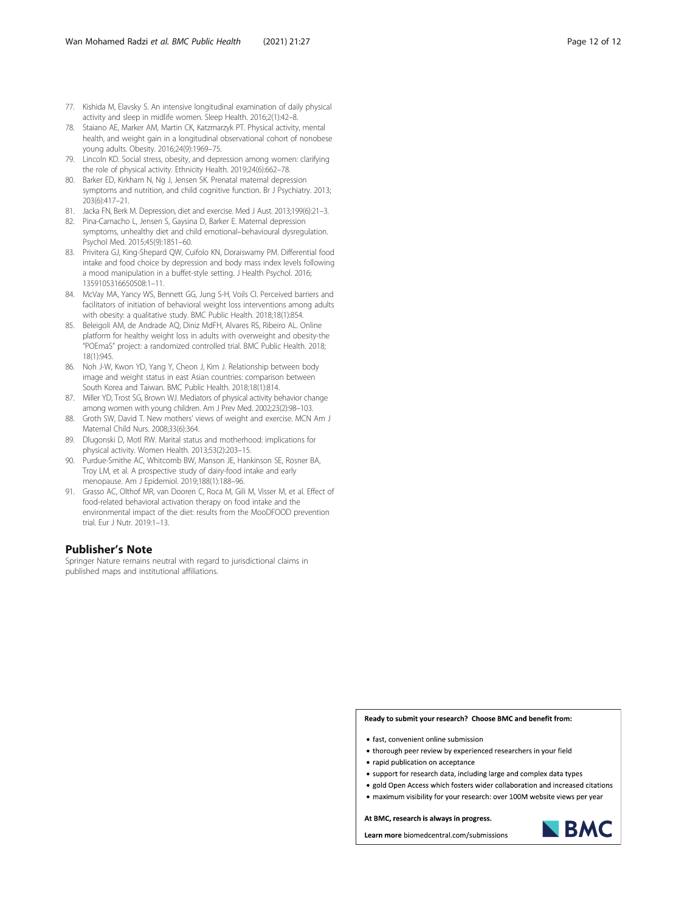77. Kishida M, Elavsky S. An intensive longitudinal examination of daily physical activity and sleep in midlife women. Sleep Health. 2016;2(1):42–8.
78. Staiano AE, Marker AM, Martin CK, Katzmarzyk PT. Physical activity, mental health, and weight gain in a longitudinal observational cohort of nonobese young adults. Obesity. 2016;24(9):1969–75.
79. Lincoln KD. Social stress, obesity, and depression among women: clarifying the role of physical activity. Ethnicity Health. 2019;24(6):662–78.
80. Barker ED, Kirkham N, Ng J, Jensen SK. Prenatal maternal depression symptoms and nutrition, and child cognitive function. Br J Psychiatry. 2013; 203(6):417–21.
81. Jacka FN, Berk M. Depression, diet and exercise. Med J Aust. 2013;199(6):21–3.
82. Pina-Camacho L, Jensen S, Gaysina D, Barker E. Maternal depression symptoms, unhealthy diet and child emotional–behavioural dysregulation. Psychol Med. 2015;45(9):1851–60.
83. Privitera GJ, King-Shepard QW, Cuifolo KN, Doraiswamy PM. Differential food intake and food choice by depression and body mass index levels following a mood manipulation in a buffet-style setting. J Health Psychol. 2016; 1359105316650508:1–11.
84. McVay MA, Yancy WS, Bennett GG, Jung S-H, Voils CI. Perceived barriers and facilitators of initiation of behavioral weight loss interventions among adults with obesity: a qualitative study. BMC Public Health. 2018;18(1):854.
85. Beleigoli AM, de Andrade AQ, Diniz MdFH, Alvares RS, Ribeiro AL. Online platform for healthy weight loss in adults with overweight and obesity-the "POEmaS" project: a randomized controlled trial. BMC Public Health. 2018; 18(1):945.
86. Noh J-W, Kwon YD, Yang Y, Cheon J, Kim J. Relationship between body image and weight status in east Asian countries: comparison between South Korea and Taiwan. BMC Public Health. 2018;18(1):814.
87. Miller YD, Trost SG, Brown WJ. Mediators of physical activity behavior change among women with young children. Am J Prev Med. 2002;23(2):98–103.
88. Groth SW, David T. New mothers' views of weight and exercise. MCN Am J Maternal Child Nurs. 2008;33(6):364.
89. Dlugonski D, Motl RW. Marital status and motherhood: implications for physical activity. Women Health. 2013;53(2):203–15.
90. Purdue-Smithe AC, Whitcomb BW, Manson JE, Hankinson SE, Rosner BA, Troy LM, et al. A prospective study of dairy-food intake and early menopause. Am J Epidemiol. 2019;188(1):188–96.
91. Grasso AC, Olthof MR, van Dooren C, Roca M, Gili M, Visser M, et al. Effect of food-related behavioral activation therapy on food intake and the environmental impact of the diet: results from the MooDFOOD prevention trial. Eur J Nutr. 2019:1–13.

## Publisher's Note

Springer Nature remains neutral with regard to jurisdictional claims in published maps and institutional affiliations.

**Ready to submit your research? Choose BMC and benefit from:**

- fast, convenient online submission
- thorough peer review by experienced researchers in your field
- rapid publication on acceptance
- support for research data, including large and complex data types
- gold Open Access which fosters wider collaboration and increased citations
- maximum visibility for your research: over 100M website views per year

**At BMC, research is always in progress.**

**Learn more** biomedcentral.com/submissions

BMC